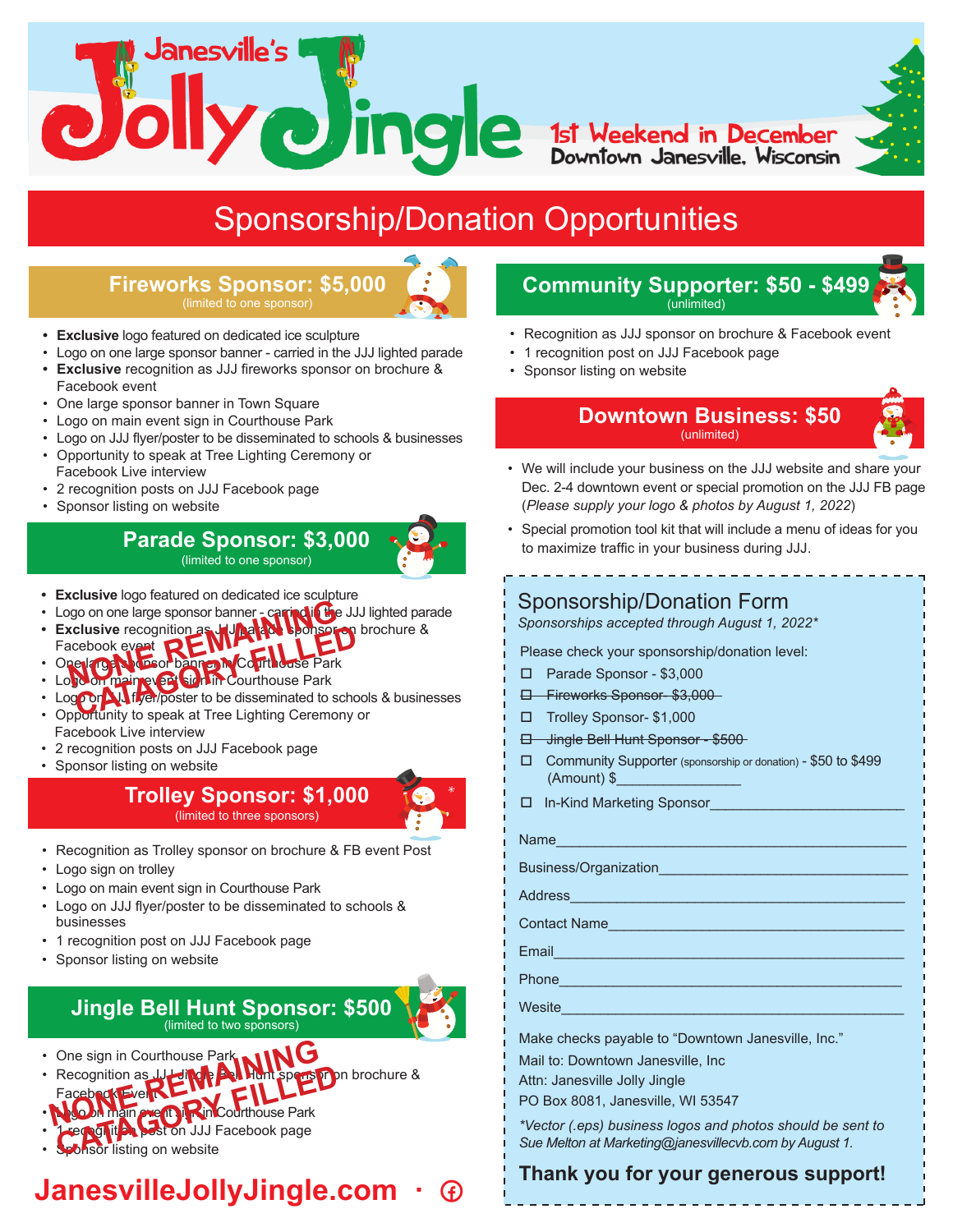# Janesville's Jolly Jingle

1st Weekend in December
Downtown Janesville, Wisconsin

## Sponsorship/Donation Opportunities

### Fireworks Sponsor: $5,000
(limited to one sponsor)

- **Exclusive** logo featured on dedicated ice sculpture
- Logo on one large sponsor banner - carried in the JJJ lighted parade
- **Exclusive** recognition as JJJ fireworks sponsor on brochure & Facebook event
- One large sponsor banner in Town Square
- Logo on main event sign in Courthouse Park
- Logo on JJJ flyer/poster to be disseminated to schools & businesses
- Opportunity to speak at Tree Lighting Ceremony or Facebook Live interview
- 2 recognition posts on JJJ Facebook page
- Sponsor listing on website

### Parade Sponsor: $3,000
(limited to one sponsor)

NONE REMAINING CATAGORY FILLED

- **Exclusive** logo featured on dedicated ice sculpture
- Logo on one large sponsor banner - carried in the JJJ lighted parade
- **Exclusive** recognition as JJJ parade sponsor on brochure & Facebook event
- One large sponsor banner in Courthouse Park
- Logo on main event sign in Courthouse Park
- Logo on JJJ flyer/poster to be disseminated to schools & businesses
- Opportunity to speak at Tree Lighting Ceremony or Facebook Live interview
- 2 recognition posts on JJJ Facebook page
- Sponsor listing on website

### Trolley Sponsor: $1,000 *
(limited to three sponsors)

- Recognition as Trolley sponsor on brochure & FB event Post
- Logo sign on trolley
- Logo on main event sign in Courthouse Park
- Logo on JJJ flyer/poster to be disseminated to schools & businesses
- 1 recognition post on JJJ Facebook page
- Sponsor listing on website

### Jingle Bell Hunt Sponsor: $500
(limited to two sponsors)

NONE REMAINING CATAGORY FILLED

- One sign in Courthouse Park
- Recognition as JJJ Jingle Bell Hunt sponsor on brochure & Facebook Event
- Logo on main event sign in Courthouse Park
- 1 recognition post on JJJ Facebook page
- Sponsor listing on website

### Community Supporter: $50 - $499
(unlimited)

- Recognition as JJJ sponsor on brochure & Facebook event
- 1 recognition post on JJJ Facebook page
- Sponsor listing on website

### Downtown Business: $50
(unlimited)

- We will include your business on the JJJ website and share your Dec. 2-4 downtown event or special promotion on the JJJ FB page (*Please supply your logo & photos by August 1, 2022*)
- Special promotion tool kit that will include a menu of ideas for you to maximize traffic in your business during JJJ.

### Sponsorship/Donation Form
*Sponsorships accepted through August 1, 2022**

Please check your sponsorship/donation level:

- ☐ Parade Sponsor - $3,000
- ☐ ~~Fireworks Sponsor- $3,000~~
- ☐ Trolley Sponsor- $1,000
- ☐ ~~Jingle Bell Hunt Sponsor - $500~~
- ☐ Community Supporter (sponsorship or donation) - $50 to $499 (Amount) $_______________
- ☐ In-Kind Marketing Sponsor_______________________

Name_______________________________________

Business/Organization_______________________________

Address_____________________________________

Contact Name________________________________

Email______________________________________

Phone______________________________________

Wesite______________________________________

Make checks payable to "Downtown Janesville, Inc."
Mail to: Downtown Janesville, Inc
Attn: Janesville Jolly Jingle
PO Box 8081, Janesville, WI 53547

*\*Vector (.eps) business logos and photos should be sent to Sue Melton at Marketing@janesvillecvb.com by August 1.*

**Thank you for your generous support!**

**JanesvilleJollyJingle.com**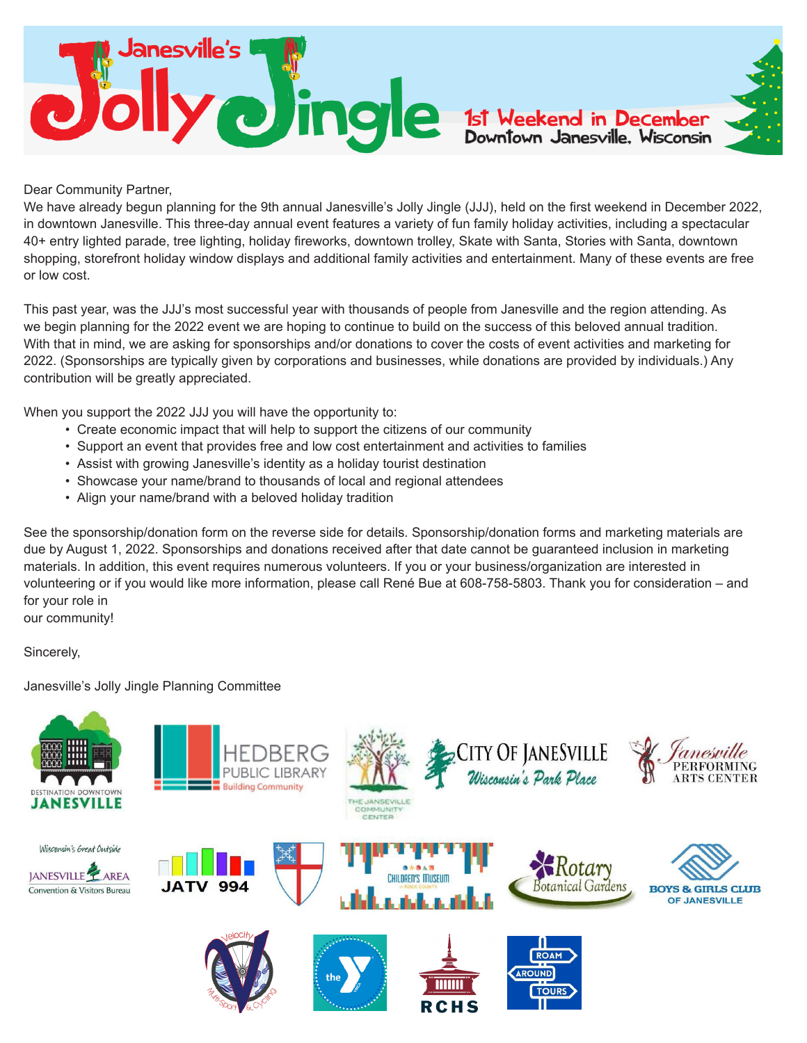# Janesville's Jolly Jingle

1st Weekend in December
Downtown Janesville, Wisconsin

Dear Community Partner,

We have already begun planning for the 9th annual Janesville's Jolly Jingle (JJJ), held on the first weekend in December 2022, in downtown Janesville. This three-day annual event features a variety of fun family holiday activities, including a spectacular 40+ entry lighted parade, tree lighting, holiday fireworks, downtown trolley, Skate with Santa, Stories with Santa, downtown shopping, storefront holiday window displays and additional family activities and entertainment. Many of these events are free or low cost.

This past year, was the JJJ's most successful year with thousands of people from Janesville and the region attending. As we begin planning for the 2022 event we are hoping to continue to build on the success of this beloved annual tradition. With that in mind, we are asking for sponsorships and/or donations to cover the costs of event activities and marketing for 2022. (Sponsorships are typically given by corporations and businesses, while donations are provided by individuals.) Any contribution will be greatly appreciated.

When you support the 2022 JJJ you will have the opportunity to:

- Create economic impact that will help to support the citizens of our community
- Support an event that provides free and low cost entertainment and activities to families
- Assist with growing Janesville's identity as a holiday tourist destination
- Showcase your name/brand to thousands of local and regional attendees
- Align your name/brand with a beloved holiday tradition

See the sponsorship/donation form on the reverse side for details. Sponsorship/donation forms and marketing materials are due by August 1, 2022. Sponsorships and donations received after that date cannot be guaranteed inclusion in marketing materials. In addition, this event requires numerous volunteers. If you or your business/organization are interested in volunteering or if you would like more information, please call René Bue at 608-758-5803. Thank you for consideration – and for your role in our community!

Sincerely,

Janesville's Jolly Jingle Planning Committee

Destination Downtown Janesville
Hedberg Public Library – Building Community
The Janesville Community Center
City of Janesville – Wisconsin's Park Place
Janesville Performing Arts Center
Wisconsin's Great Outside – Janesville Area Convention & Visitors Bureau
JATV 994
Children's Museum of Rock County
Rotary Botanical Gardens
Boys & Girls Club of Janesville
Velocity Multi-Sport & Cycling
the Y
RCHS
Roam Around Tours